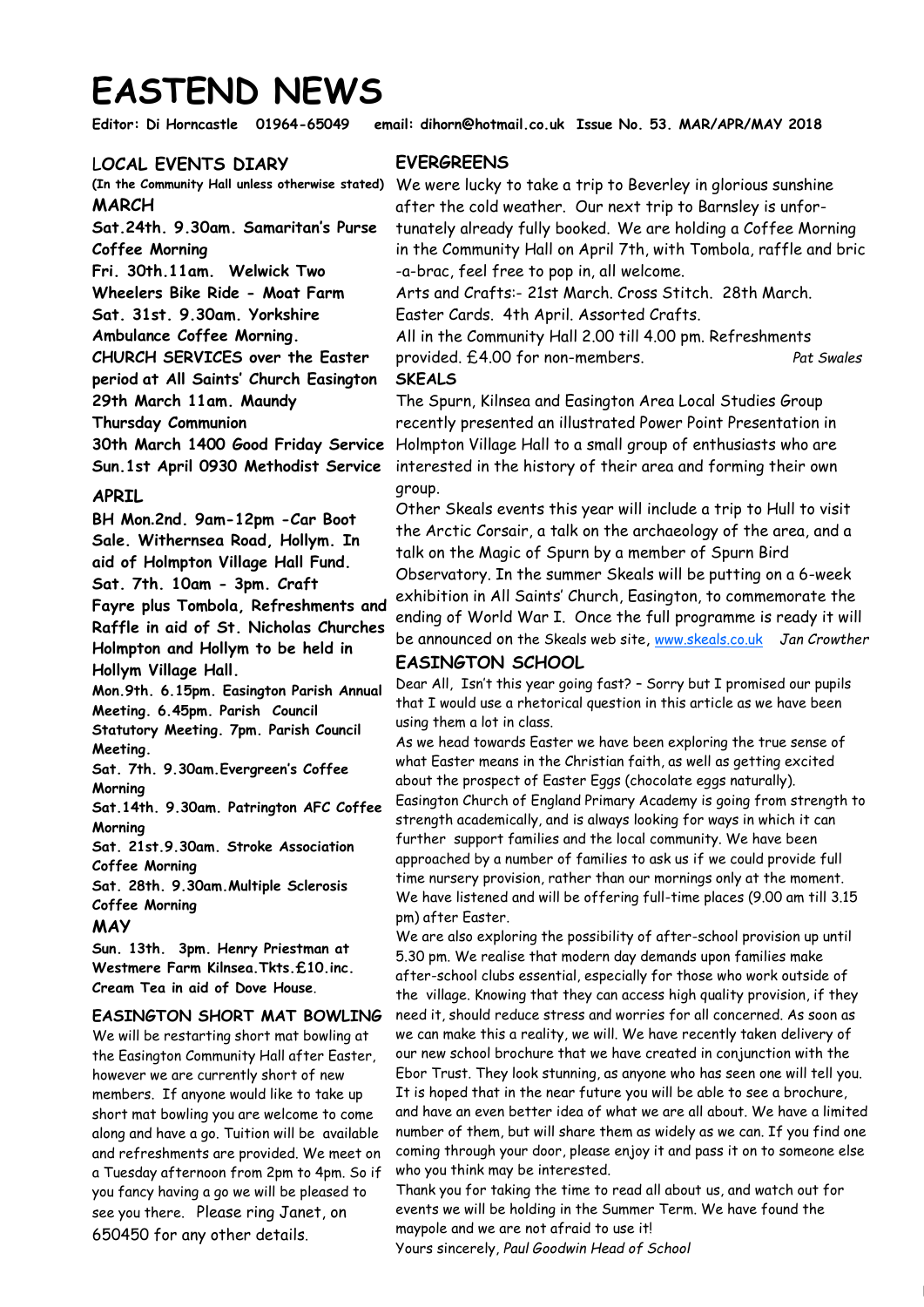# EASTEND NEWS

**Editor: Di Horncastle 01964-65049 email: dihorn@hotmail.co.uk Issue No. 53. MAR/APR/MAY 2018**

## LOCAL EVENTS DIARY

**(In the Community Hall unless otherwise stated)**

### MARCH

**Sat.24th. 9.30am. Samaritan's Purse Coffee Morning**

**Fri. 30th.11am. Welwick Two Wheelers Bike Ride - Moat Farm**

**Sat. 31st. 9.30am. Yorkshire Ambulance Coffee Morning.**

**CHURCH SERVICES over the Easter period at All Saints' Church Easington**

**29th March 11am. Maundy Thursday Communion**

**30th March 1400 Good Friday Service**

**Sun.1st April 0930 Methodist Service**

### APRIL

**BH Mon.2nd. 9am-12pm -Car Boot Sale. Withernsea Road, Hollym. In aid of Holmpton Village Hall Fund.**

**Sat. 7th. 10am - 3pm. Craft Fayre plus Tombola, Refreshments and Raffle in aid of St. Nicholas Churches Holmpton and Hollym to be held in Hollym Village Hall.**

**Mon.9th. 6.15pm. Easington Parish Annual Meeting. 6.45pm. Parish Council Statutory Meeting. 7pm. Parish Council Meeting.**

**Sat. 7th. 9.30am.Evergreen's Coffee Morning**

**Sat.14th. 9.30am. Patrington AFC Coffee Morning**

**Sat. 21st.9.30am. Stroke Association Coffee Morning**

**Sat. 28th. 9.30am.Multiple Sclerosis Coffee Morning**

### MAY

**Sun. 13th. 3pm. Henry Priestman at Westmere Farm Kilnsea.Tkts.£10.inc. Cream Tea in aid of Dove House.**

## EASINGTON SHORT MAT BOWLING

We will be restarting short mat bowling at the Easington Community Hall after Easter, however we are currently short of new members. If anyone would like to take up short mat bowling you are welcome to come along and have a go. Tuition will be available and refreshments are provided. We meet on a Tuesday afternoon from 2pm to 4pm. So if you fancy having a go we will be pleased to see you there. Please ring Janet, on 650450 for any other details.

## EVERGREENS

We were lucky to take a trip to Beverley in glorious sunshine after the cold weather. Our next trip to Barnsley is unfortunately already fully booked. We are holding a Coffee Morning in the Community Hall on April 7th, with Tombola, raffle and bric-a-brac, feel free to pop in, all welcome.

Arts and Crafts:- 21st March. Cross Stitch. 28th March. Easter Cards. 4th April. Assorted Crafts.

All in the Community Hall 2.00 till 4.00 pm. Refreshments provided. £4.00 for non-members. *Pat Swales*

## SKEALS

The Spurn, Kilnsea and Easington Area Local Studies Group recently presented an illustrated Power Point Presentation in Holmpton Village Hall to a small group of enthusiasts who are interested in the history of their area and forming their own group.

Other Skeals events this year will include a trip to Hull to visit the Arctic Corsair, a talk on the archaeology of the area, and a talk on the Magic of Spurn by a member of Spurn Bird Observatory. In the summer Skeals will be putting on a 6-week exhibition in All Saints' Church, Easington, to commemorate the ending of World War I. Once the full programme is ready it will be announced on the Skeals web site, www.skeals.co.uk *Jan Crowther*

## EASINGTON SCHOOL

Dear All, Isn't this year going fast? – Sorry but I promised our pupils that I would use a rhetorical question in this article as we have been using them a lot in class.

As we head towards Easter we have been exploring the true sense of what Easter means in the Christian faith, as well as getting excited about the prospect of Easter Eggs (chocolate eggs naturally).

Easington Church of England Primary Academy is going from strength to strength academically, and is always looking for ways in which it can further support families and the local community. We have been approached by a number of families to ask us if we could provide full time nursery provision, rather than our mornings only at the moment. We have listened and will be offering full-time places (9.00 am till 3.15 pm) after Easter.

We are also exploring the possibility of after-school provision up until 5.30 pm. We realise that modern day demands upon families make after-school clubs essential, especially for those who work outside of the village. Knowing that they can access high quality provision, if they need it, should reduce stress and worries for all concerned. As soon as we can make this a reality, we will. We have recently taken delivery of our new school brochure that we have created in conjunction with the Ebor Trust. They look stunning, as anyone who has seen one will tell you. It is hoped that in the near future you will be able to see a brochure, and have an even better idea of what we are all about. We have a limited number of them, but will share them as widely as we can. If you find one coming through your door, please enjoy it and pass it on to someone else who you think may be interested.

Thank you for taking the time to read all about us, and watch out for events we will be holding in the Summer Term. We have found the maypole and we are not afraid to use it!

Yours sincerely, *Paul Goodwin Head of School*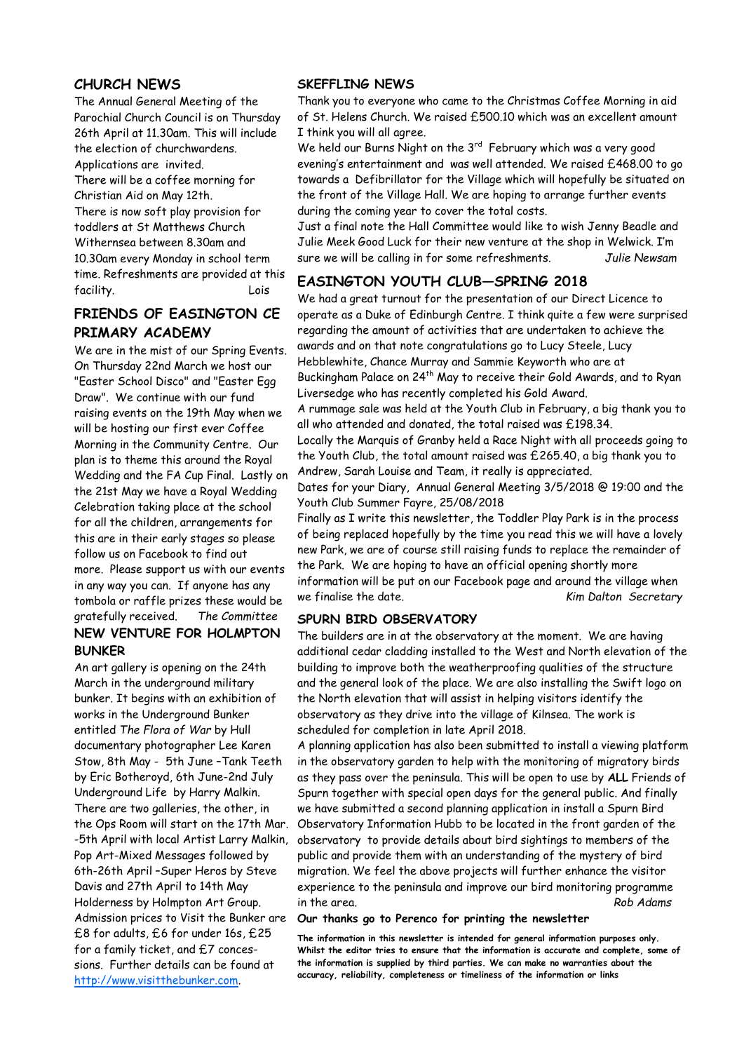## CHURCH NEWS

The Annual General Meeting of the Parochial Church Council is on Thursday 26th April at 11.30am. This will include the election of churchwardens. Applications are invited.

There will be a coffee morning for Christian Aid on May 12th.

There is now soft play provision for toddlers at St Matthews Church Withernsea between 8.30am and 10.30am every Monday in school term time. Refreshments are provided at this facility.

Lois

## FRIENDS OF EASINGTON CE PRIMARY ACADEMY

We are in the mist of our Spring Events. On Thursday 22nd March we host our "Easter School Disco" and "Easter Egg Draw". We continue with our fund raising events on the 19th May when we will be hosting our first ever Coffee Morning in the Community Centre. Our plan is to theme this around the Royal Wedding and the FA Cup Final. Lastly on the 21st May we have a Royal Wedding Celebration taking place at the school for all the children, arrangements for this are in their early stages so please follow us on Facebook to find out more. Please support us with our events in any way you can. If anyone has any tombola or raffle prizes these would be gratefully received.

*The Committee*

## NEW VENTURE FOR HOLMPTON BUNKER

An art gallery is opening on the 24th March in the underground military bunker. It begins with an exhibition of works in the Underground Bunker entitled *The Flora of War* by Hull documentary photographer Lee Karen Stow, 8th May - 5th June –Tank Teeth by Eric Botheroyd, 6th June-2nd July Underground Life by Harry Malkin. There are two galleries, the other, in the Ops Room will start on the 17th Mar. -5th April with local Artist Larry Malkin, Pop Art-Mixed Messages followed by 6th-26th April –Super Heros by Steve Davis and 27th April to 14th May Holderness by Holmpton Art Group. Admission prices to Visit the Bunker are £8 for adults, £6 for under 16s, £25 for a family ticket, and £7 concessions. Further details can be found at http://www.visitthebunker.com.

## SKEFFLING NEWS

Thank you to everyone who came to the Christmas Coffee Morning in aid of St. Helens Church. We raised £500.10 which was an excellent amount I think you will all agree.

We held our Burns Night on the 3rd February which was a very good evening's entertainment and was well attended. We raised £468.00 to go towards a Defibrillator for the Village which will hopefully be situated on the front of the Village Hall. We are hoping to arrange further events during the coming year to cover the total costs.

Just a final note the Hall Committee would like to wish Jenny Beadle and Julie Meek Good Luck for their new venture at the shop in Welwick. I'm sure we will be calling in for some refreshments.

*Julie Newsam*

## EASINGTON YOUTH CLUB—SPRING 2018

We had a great turnout for the presentation of our Direct Licence to operate as a Duke of Edinburgh Centre. I think quite a few were surprised regarding the amount of activities that are undertaken to achieve the awards and on that note congratulations go to Lucy Steele, Lucy Hebblewhite, Chance Murray and Sammie Keyworth who are at Buckingham Palace on 24th May to receive their Gold Awards, and to Ryan Liversedge who has recently completed his Gold Award.

A rummage sale was held at the Youth Club in February, a big thank you to all who attended and donated, the total raised was £198.34.

Locally the Marquis of Granby held a Race Night with all proceeds going to the Youth Club, the total amount raised was £265.40, a big thank you to Andrew, Sarah Louise and Team, it really is appreciated.

Dates for your Diary, Annual General Meeting 3/5/2018 @ 19:00 and the Youth Club Summer Fayre, 25/08/2018

Finally as I write this newsletter, the Toddler Play Park is in the process of being replaced hopefully by the time you read this we will have a lovely new Park, we are of course still raising funds to replace the remainder of the Park. We are hoping to have an official opening shortly more information will be put on our Facebook page and around the village when we finalise the date.

*Kim Dalton Secretary*

## SPURN BIRD OBSERVATORY

The builders are in at the observatory at the moment. We are having additional cedar cladding installed to the West and North elevation of the building to improve both the weatherproofing qualities of the structure and the general look of the place. We are also installing the Swift logo on the North elevation that will assist in helping visitors identify the observatory as they drive into the village of Kilnsea. The work is scheduled for completion in late April 2018.

A planning application has also been submitted to install a viewing platform in the observatory garden to help with the monitoring of migratory birds as they pass over the peninsula. This will be open to use by **ALL** Friends of Spurn together with special open days for the general public. And finally we have submitted a second planning application in install a Spurn Bird Observatory Information Hubb to be located in the front garden of the observatory to provide details about bird sightings to members of the public and provide them with an understanding of the mystery of bird migration. We feel the above projects will further enhance the visitor experience to the peninsula and improve our bird monitoring programme in the area.

*Rob Adams*

**Our thanks go to Perenco for printing the newsletter**

**The information in this newsletter is intended for general information purposes only. Whilst the editor tries to ensure that the information is accurate and complete, some of the information is supplied by third parties. We can make no warranties about the accuracy, reliability, completeness or timeliness of the information or links**